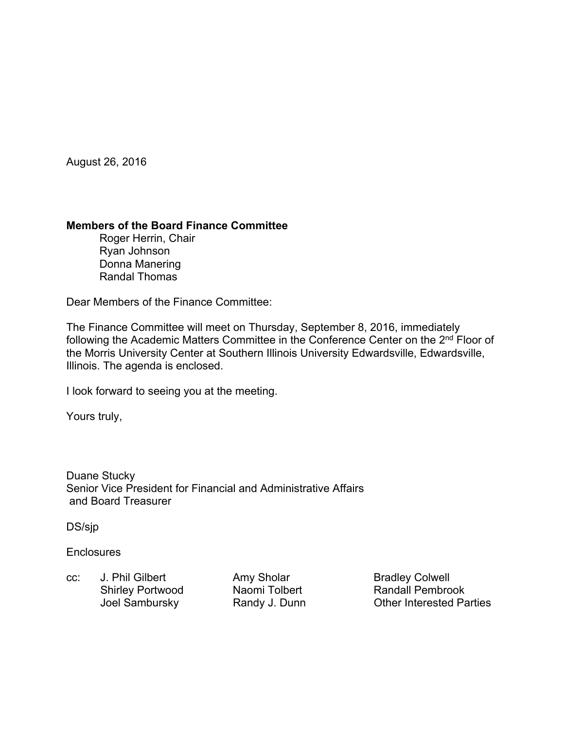August 26, 2016

**Members of the Board Finance Committee**
Roger Herrin, Chair
Ryan Johnson
Donna Manering
Randal Thomas

Dear Members of the Finance Committee:

The Finance Committee will meet on Thursday, September 8, 2016, immediately following the Academic Matters Committee in the Conference Center on the 2nd Floor of the Morris University Center at Southern Illinois University Edwardsville, Edwardsville, Illinois. The agenda is enclosed.

I look forward to seeing you at the meeting.

Yours truly,

Duane Stucky
Senior Vice President for Financial and Administrative Affairs
and Board Treasurer

DS/sjp

Enclosures

cc: J. Phil Gilbert, Shirley Portwood, Joel Sambursky, Amy Sholar, Naomi Tolbert, Randy J. Dunn, Bradley Colwell, Randall Pembrook, Other Interested Parties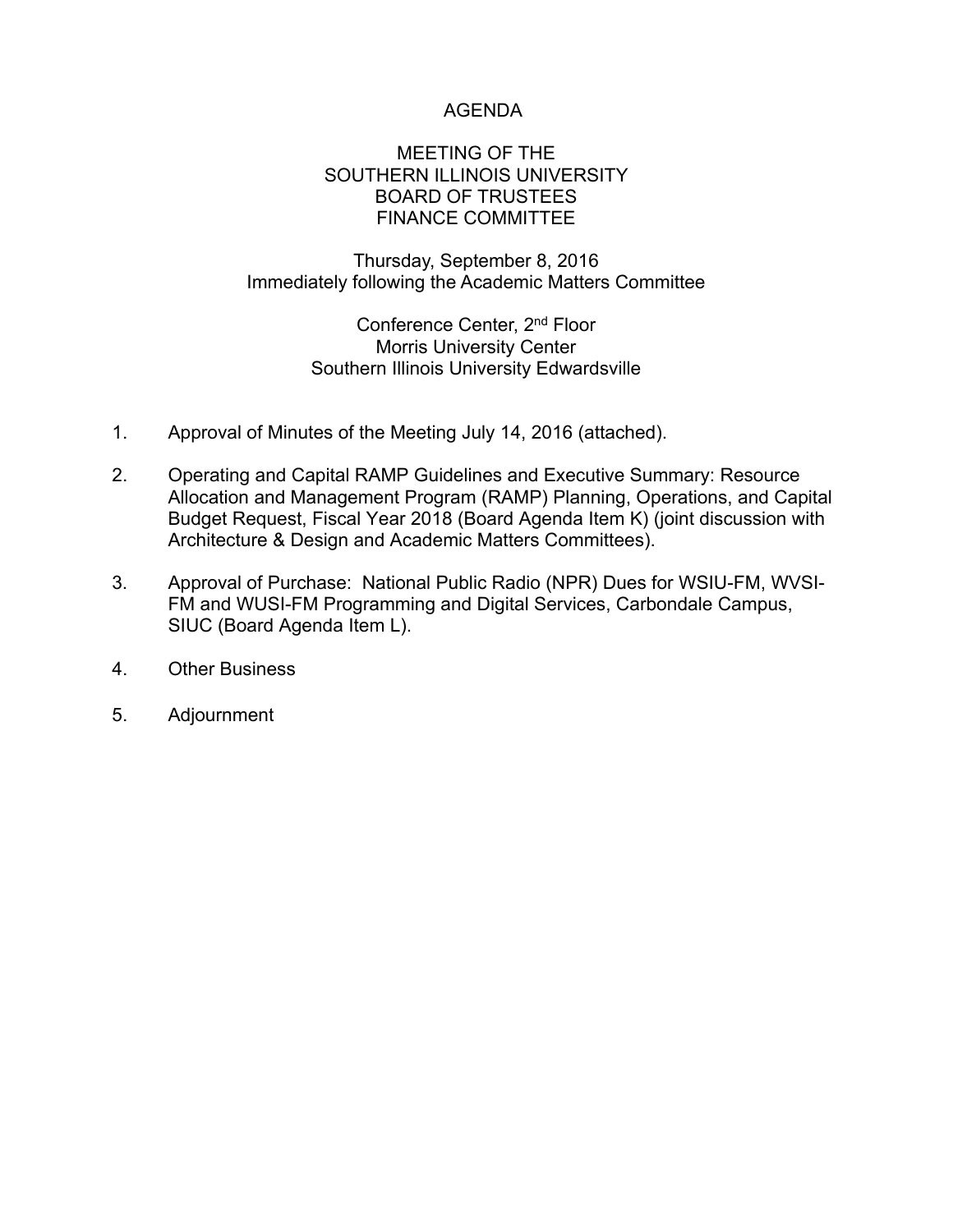AGENDA

MEETING OF THE
SOUTHERN ILLINOIS UNIVERSITY
BOARD OF TRUSTEES
FINANCE COMMITTEE

Thursday, September 8, 2016
Immediately following the Academic Matters Committee

Conference Center, 2nd Floor
Morris University Center
Southern Illinois University Edwardsville

1. Approval of Minutes of the Meeting July 14, 2016 (attached).

2. Operating and Capital RAMP Guidelines and Executive Summary: Resource Allocation and Management Program (RAMP) Planning, Operations, and Capital Budget Request, Fiscal Year 2018 (Board Agenda Item K) (joint discussion with Architecture & Design and Academic Matters Committees).

3. Approval of Purchase: National Public Radio (NPR) Dues for WSIU-FM, WVSI-FM and WUSI-FM Programming and Digital Services, Carbondale Campus, SIUC (Board Agenda Item L).

4. Other Business

5. Adjournment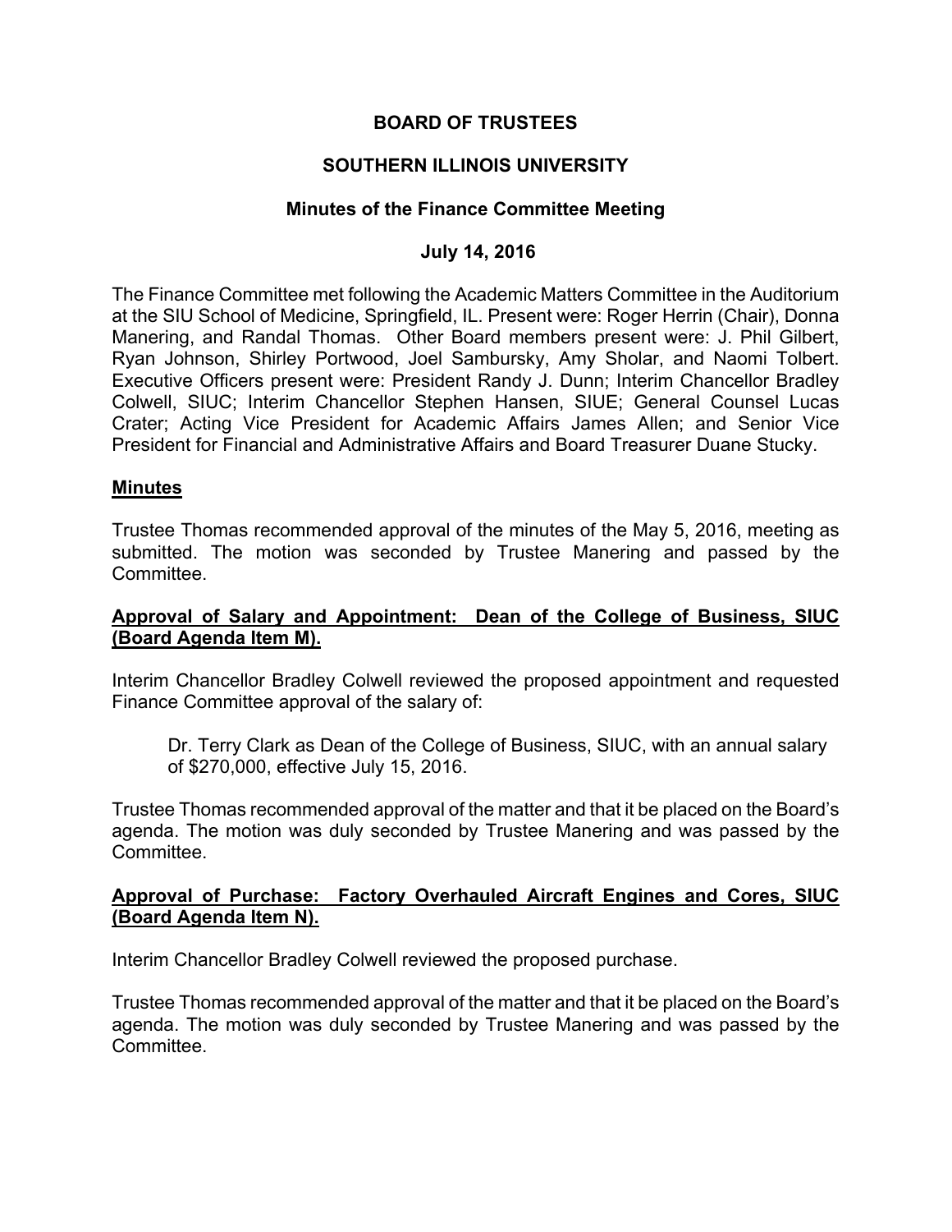**BOARD OF TRUSTEES**

**SOUTHERN ILLINOIS UNIVERSITY**

**Minutes of the Finance Committee Meeting**

**July 14, 2016**

The Finance Committee met following the Academic Matters Committee in the Auditorium at the SIU School of Medicine, Springfield, IL. Present were: Roger Herrin (Chair), Donna Manering, and Randal Thomas. Other Board members present were: J. Phil Gilbert, Ryan Johnson, Shirley Portwood, Joel Sambursky, Amy Sholar, and Naomi Tolbert. Executive Officers present were: President Randy J. Dunn; Interim Chancellor Bradley Colwell, SIUC; Interim Chancellor Stephen Hansen, SIUE; General Counsel Lucas Crater; Acting Vice President for Academic Affairs James Allen; and Senior Vice President for Financial and Administrative Affairs and Board Treasurer Duane Stucky.

**Minutes**

Trustee Thomas recommended approval of the minutes of the May 5, 2016, meeting as submitted. The motion was seconded by Trustee Manering and passed by the Committee.

**Approval of Salary and Appointment: Dean of the College of Business, SIUC (Board Agenda Item M).**

Interim Chancellor Bradley Colwell reviewed the proposed appointment and requested Finance Committee approval of the salary of:

> Dr. Terry Clark as Dean of the College of Business, SIUC, with an annual salary of $270,000, effective July 15, 2016.

Trustee Thomas recommended approval of the matter and that it be placed on the Board's agenda. The motion was duly seconded by Trustee Manering and was passed by the Committee.

**Approval of Purchase: Factory Overhauled Aircraft Engines and Cores, SIUC (Board Agenda Item N).**

Interim Chancellor Bradley Colwell reviewed the proposed purchase.

Trustee Thomas recommended approval of the matter and that it be placed on the Board's agenda. The motion was duly seconded by Trustee Manering and was passed by the Committee.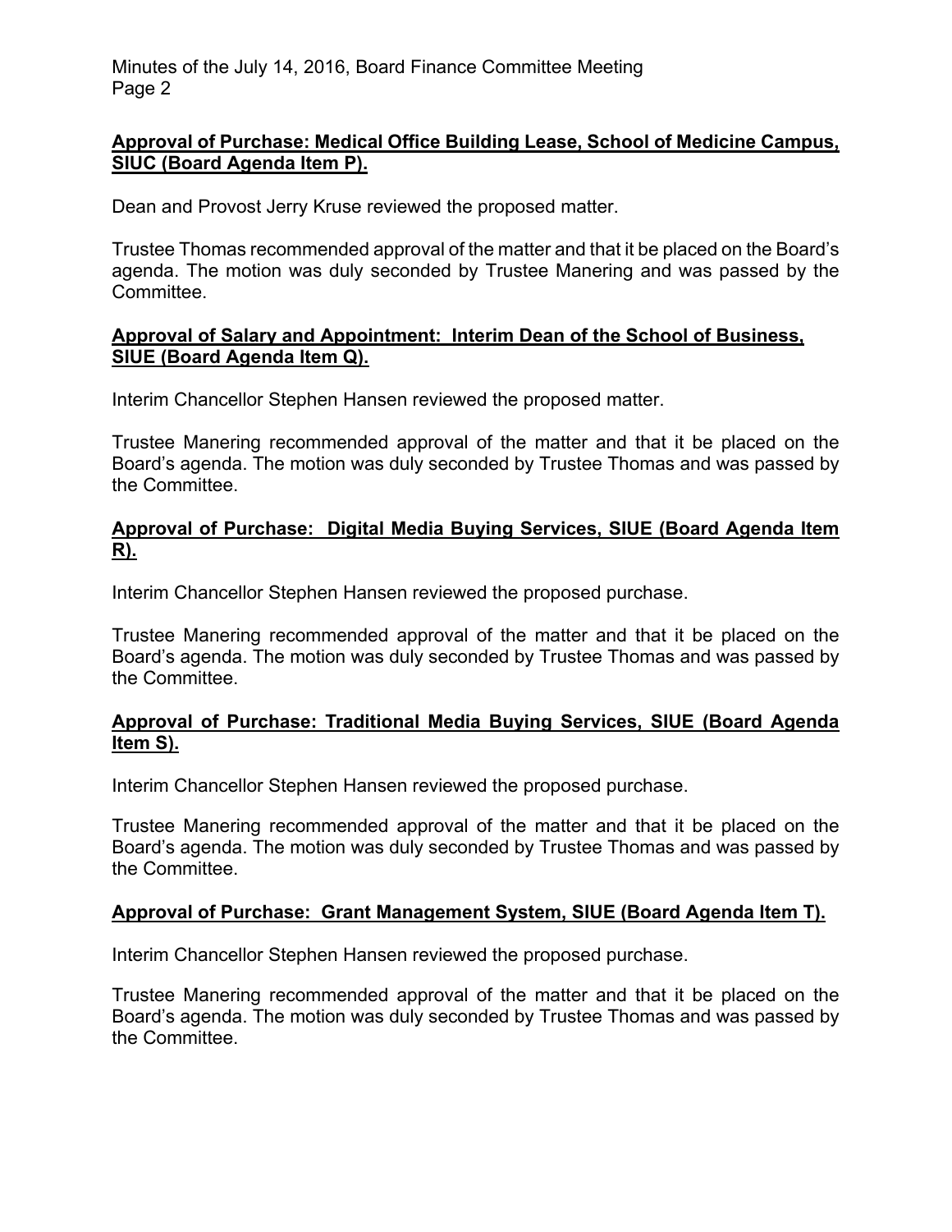**Approval of Purchase: Medical Office Building Lease, School of Medicine Campus, SIUC (Board Agenda Item P).**

Dean and Provost Jerry Kruse reviewed the proposed matter.

Trustee Thomas recommended approval of the matter and that it be placed on the Board's agenda. The motion was duly seconded by Trustee Manering and was passed by the Committee.

**Approval of Salary and Appointment: Interim Dean of the School of Business, SIUE (Board Agenda Item Q).**

Interim Chancellor Stephen Hansen reviewed the proposed matter.

Trustee Manering recommended approval of the matter and that it be placed on the Board's agenda. The motion was duly seconded by Trustee Thomas and was passed by the Committee.

**Approval of Purchase: Digital Media Buying Services, SIUE (Board Agenda Item R).**

Interim Chancellor Stephen Hansen reviewed the proposed purchase.

Trustee Manering recommended approval of the matter and that it be placed on the Board's agenda. The motion was duly seconded by Trustee Thomas and was passed by the Committee.

**Approval of Purchase: Traditional Media Buying Services, SIUE (Board Agenda Item S).**

Interim Chancellor Stephen Hansen reviewed the proposed purchase.

Trustee Manering recommended approval of the matter and that it be placed on the Board's agenda. The motion was duly seconded by Trustee Thomas and was passed by the Committee.

**Approval of Purchase: Grant Management System, SIUE (Board Agenda Item T).**

Interim Chancellor Stephen Hansen reviewed the proposed purchase.

Trustee Manering recommended approval of the matter and that it be placed on the Board's agenda. The motion was duly seconded by Trustee Thomas and was passed by the Committee.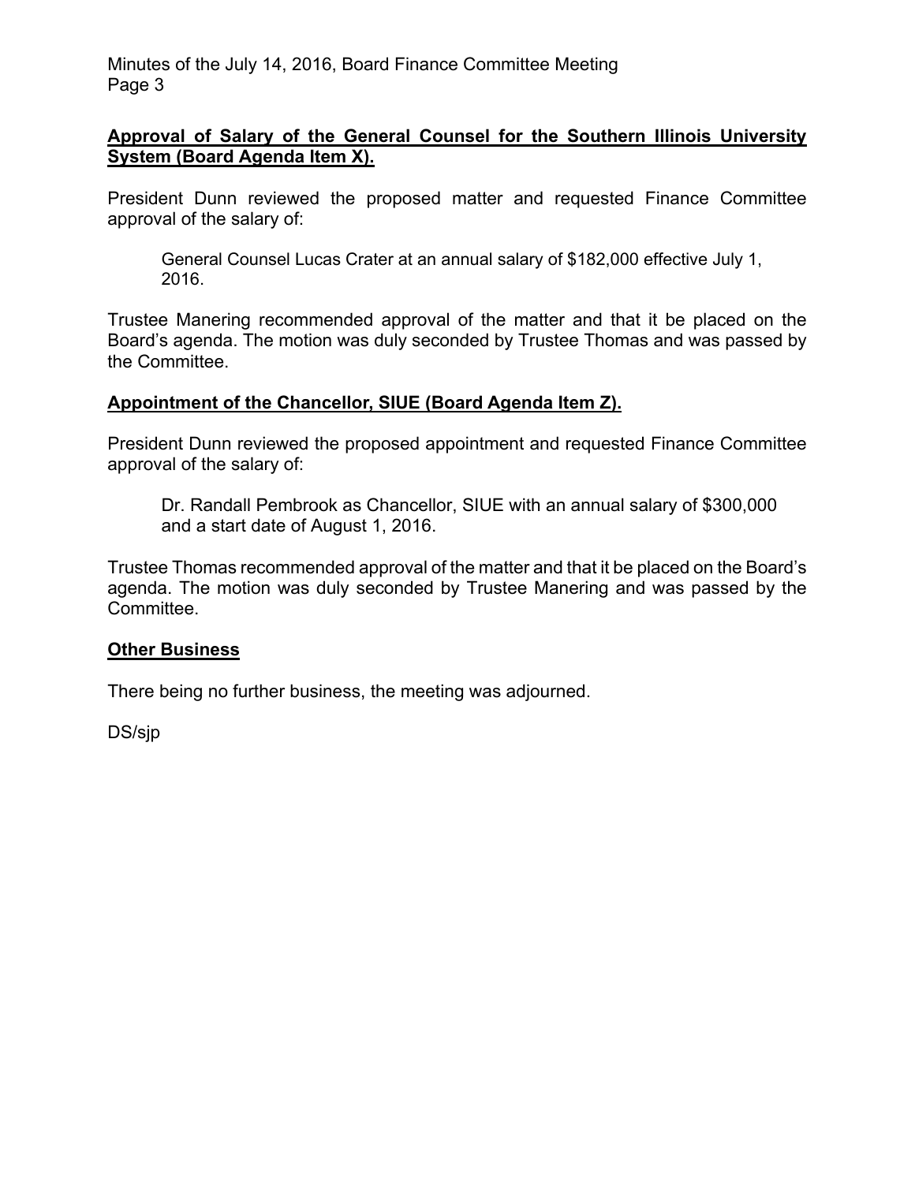**Approval of Salary of the General Counsel for the Southern Illinois University System (Board Agenda Item X).**

President Dunn reviewed the proposed matter and requested Finance Committee approval of the salary of:

> General Counsel Lucas Crater at an annual salary of $182,000 effective July 1, 2016.

Trustee Manering recommended approval of the matter and that it be placed on the Board's agenda. The motion was duly seconded by Trustee Thomas and was passed by the Committee.

**Appointment of the Chancellor, SIUE (Board Agenda Item Z).**

President Dunn reviewed the proposed appointment and requested Finance Committee approval of the salary of:

> Dr. Randall Pembrook as Chancellor, SIUE with an annual salary of $300,000 and a start date of August 1, 2016.

Trustee Thomas recommended approval of the matter and that it be placed on the Board's agenda. The motion was duly seconded by Trustee Manering and was passed by the Committee.

**Other Business**

There being no further business, the meeting was adjourned.

DS/sjp